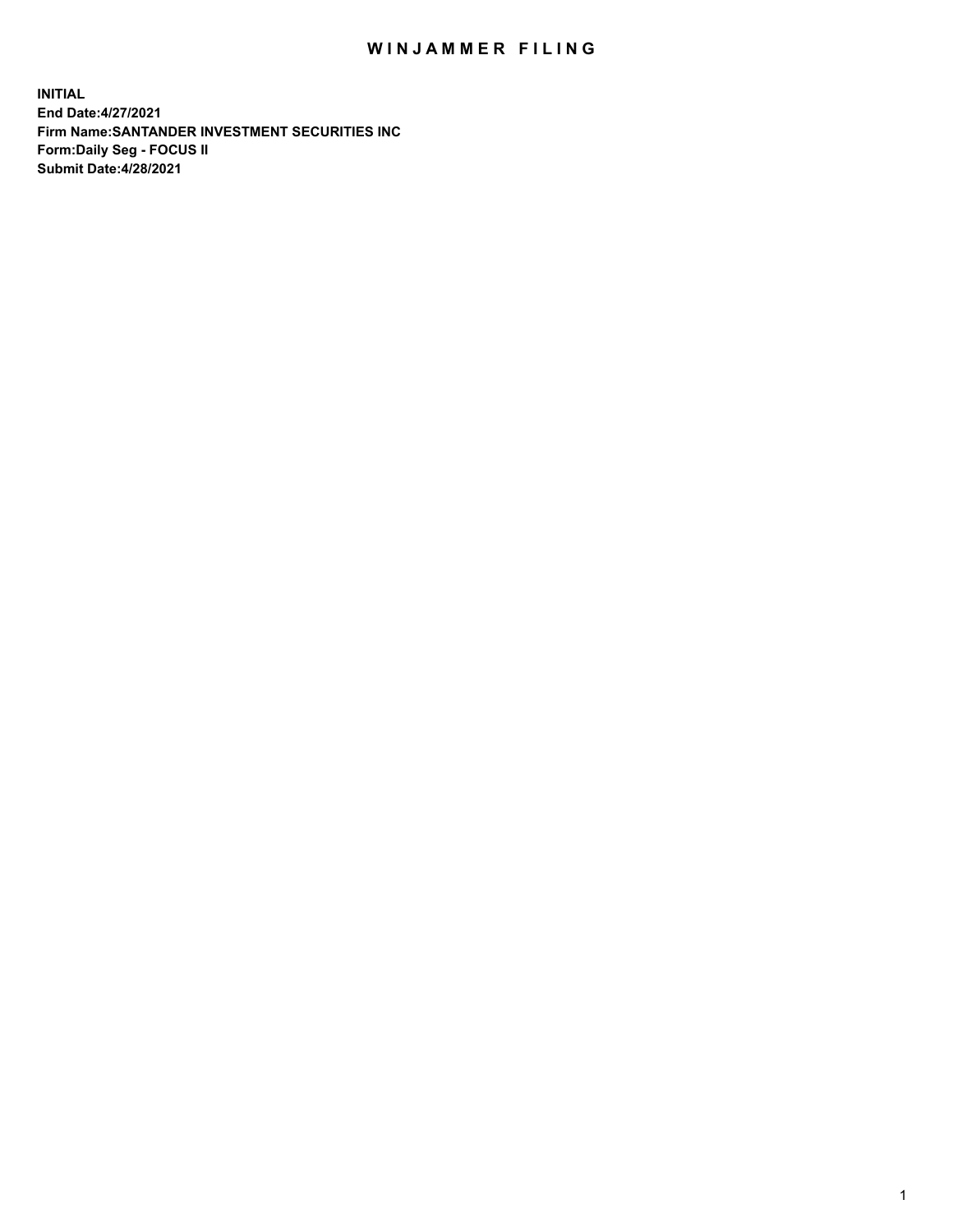# WINJAMMER FILING

**INITIAL**
**End Date:4/27/2021**
**Firm Name:SANTANDER INVESTMENT SECURITIES INC**
**Form:Daily Seg - FOCUS II**
**Submit Date:4/28/2021**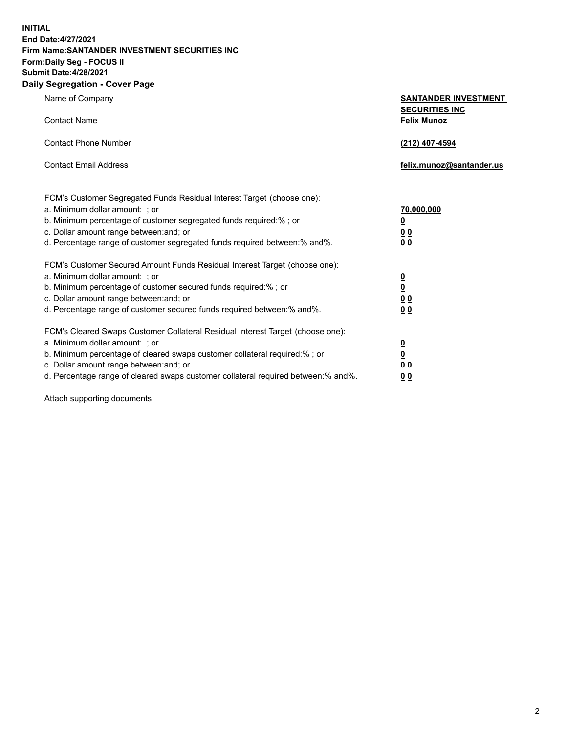**INITIAL**
**End Date:4/27/2021**
**Firm Name:SANTANDER INVESTMENT SECURITIES INC**
**Form:Daily Seg - FOCUS II**
**Submit Date:4/28/2021**

## Daily Segregation - Cover Page

| | |
|---|---|
| Name of Company | **SANTANDER INVESTMENT SECURITIES INC** |
| Contact Name | **Felix Munoz** |
| Contact Phone Number | **(212) 407-4594** |
| Contact Email Address | **felix.munoz@santander.us** |

| | |
|---|---|
| FCM's Customer Segregated Funds Residual Interest Target (choose one): | |
| a. Minimum dollar amount: ; or | **70,000,000** |
| b. Minimum percentage of customer segregated funds required:% ; or | **0** |
| c. Dollar amount range between:and; or | **0 0** |
| d. Percentage range of customer segregated funds required between:% and%. | **0 0** |
| FCM's Customer Secured Amount Funds Residual Interest Target (choose one): | |
| a. Minimum dollar amount: ; or | **0** |
| b. Minimum percentage of customer secured funds required:% ; or | **0** |
| c. Dollar amount range between:and; or | **0 0** |
| d. Percentage range of customer secured funds required between:% and%. | **0 0** |
| FCM's Cleared Swaps Customer Collateral Residual Interest Target (choose one): | |
| a. Minimum dollar amount: ; or | **0** |
| b. Minimum percentage of cleared swaps customer collateral required:% ; or | **0** |
| c. Dollar amount range between:and; or | **0 0** |
| d. Percentage range of cleared swaps customer collateral required between:% and%. | **0 0** |

Attach supporting documents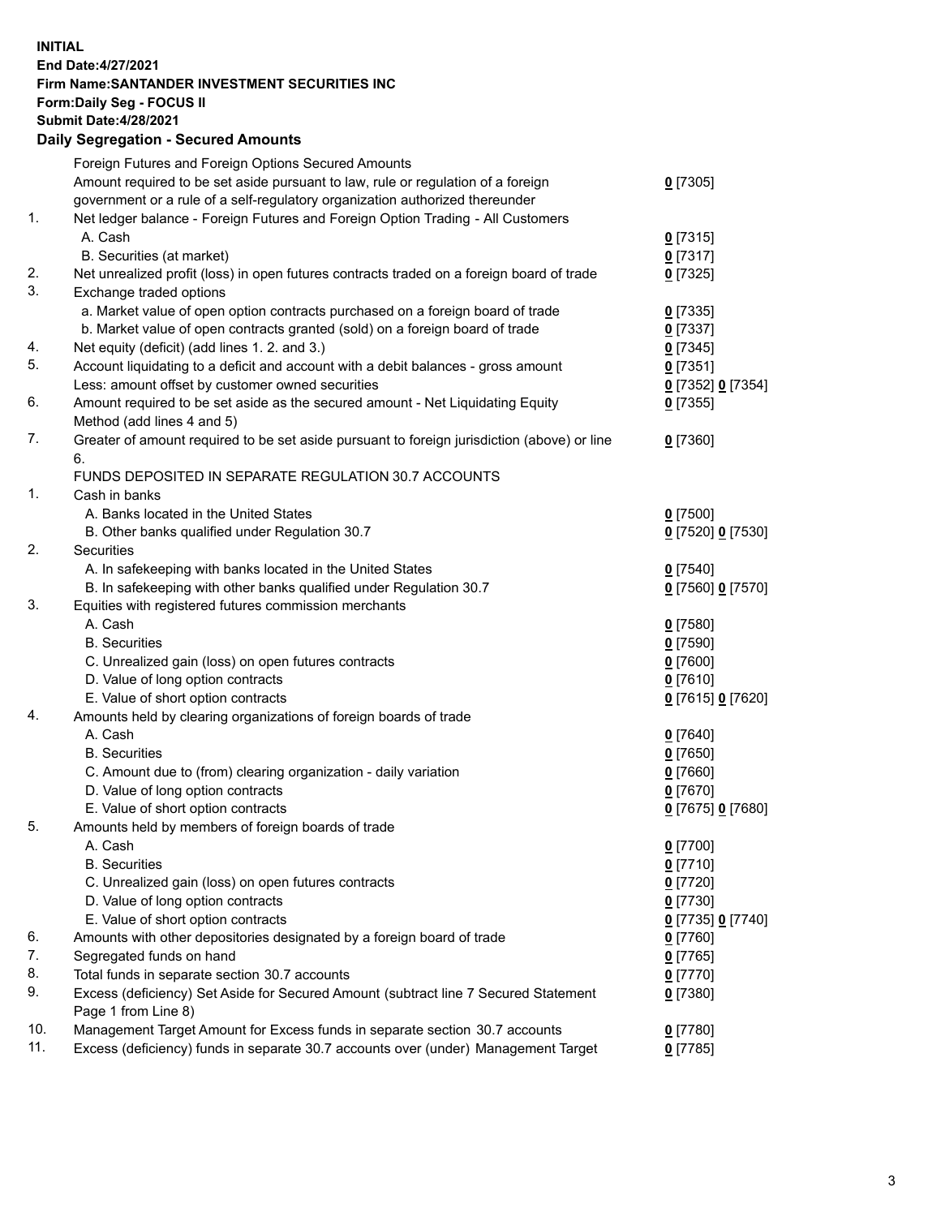**INITIAL**
**End Date:4/27/2021**
**Firm Name:SANTANDER INVESTMENT SECURITIES INC**
**Form:Daily Seg - FOCUS II**
**Submit Date:4/28/2021**

### Daily Segregation - Secured Amounts

| | | |
|---|---|---|
| | Foreign Futures and Foreign Options Secured Amounts | |
| | Amount required to be set aside pursuant to law, rule or regulation of a foreign government or a rule of a self-regulatory organization authorized thereunder | 0 [7305] |
| 1. | Net ledger balance - Foreign Futures and Foreign Option Trading - All Customers | |
| | A. Cash | 0 [7315] |
| | B. Securities (at market) | 0 [7317] |
| 2. | Net unrealized profit (loss) in open futures contracts traded on a foreign board of trade | 0 [7325] |
| 3. | Exchange traded options | |
| | a. Market value of open option contracts purchased on a foreign board of trade | 0 [7335] |
| | b. Market value of open contracts granted (sold) on a foreign board of trade | 0 [7337] |
| 4. | Net equity (deficit) (add lines 1. 2. and 3.) | 0 [7345] |
| 5. | Account liquidating to a deficit and account with a debit balances - gross amount | 0 [7351] |
| | Less: amount offset by customer owned securities | 0 [7352] 0 [7354] |
| 6. | Amount required to be set aside as the secured amount - Net Liquidating Equity Method (add lines 4 and 5) | 0 [7355] |
| 7. | Greater of amount required to be set aside pursuant to foreign jurisdiction (above) or line 6. | 0 [7360] |
| | FUNDS DEPOSITED IN SEPARATE REGULATION 30.7 ACCOUNTS | |
| 1. | Cash in banks | |
| | A. Banks located in the United States | 0 [7500] |
| | B. Other banks qualified under Regulation 30.7 | 0 [7520] 0 [7530] |
| 2. | Securities | |
| | A. In safekeeping with banks located in the United States | 0 [7540] |
| | B. In safekeeping with other banks qualified under Regulation 30.7 | 0 [7560] 0 [7570] |
| 3. | Equities with registered futures commission merchants | |
| | A. Cash | 0 [7580] |
| | B. Securities | 0 [7590] |
| | C. Unrealized gain (loss) on open futures contracts | 0 [7600] |
| | D. Value of long option contracts | 0 [7610] |
| | E. Value of short option contracts | 0 [7615] 0 [7620] |
| 4. | Amounts held by clearing organizations of foreign boards of trade | |
| | A. Cash | 0 [7640] |
| | B. Securities | 0 [7650] |
| | C. Amount due to (from) clearing organization - daily variation | 0 [7660] |
| | D. Value of long option contracts | 0 [7670] |
| | E. Value of short option contracts | 0 [7675] 0 [7680] |
| 5. | Amounts held by members of foreign boards of trade | |
| | A. Cash | 0 [7700] |
| | B. Securities | 0 [7710] |
| | C. Unrealized gain (loss) on open futures contracts | 0 [7720] |
| | D. Value of long option contracts | 0 [7730] |
| | E. Value of short option contracts | 0 [7735] 0 [7740] |
| 6. | Amounts with other depositories designated by a foreign board of trade | 0 [7760] |
| 7. | Segregated funds on hand | 0 [7765] |
| 8. | Total funds in separate section 30.7 accounts | 0 [7770] |
| 9. | Excess (deficiency) Set Aside for Secured Amount (subtract line 7 Secured Statement Page 1 from Line 8) | 0 [7380] |
| 10. | Management Target Amount for Excess funds in separate section 30.7 accounts | 0 [7780] |
| 11. | Excess (deficiency) funds in separate 30.7 accounts over (under) Management Target | 0 [7785] |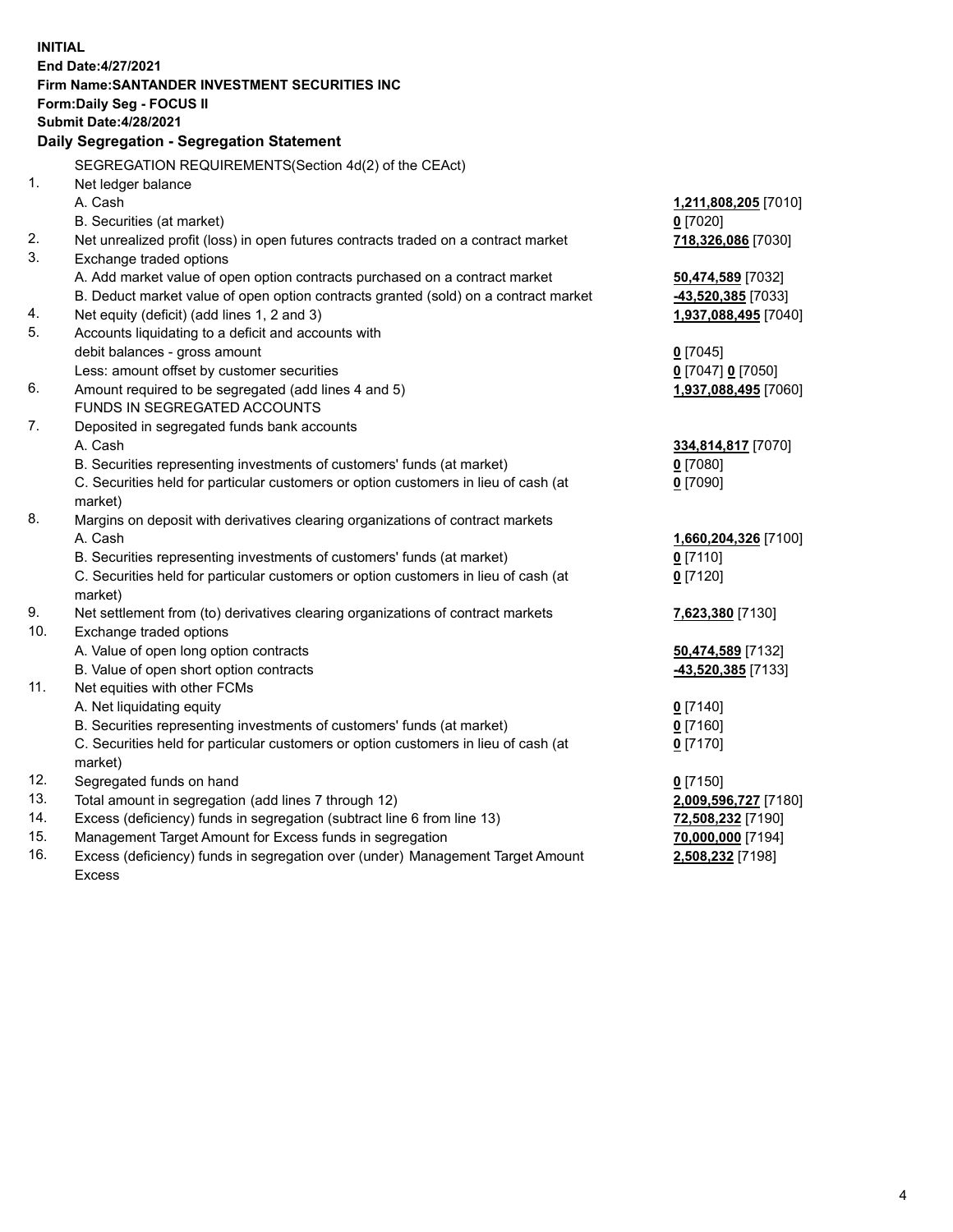**INITIAL**
**End Date:4/27/2021**
**Firm Name:SANTANDER INVESTMENT SECURITIES INC**
**Form:Daily Seg - FOCUS II**
**Submit Date:4/28/2021**

## Daily Segregation - Segregation Statement

SEGREGATION REQUIREMENTS(Section 4d(2) of the CEAct)

| | | |
|---|---|---|
| 1. | Net ledger balance | |
| | A. Cash | **1,211,808,205** [7010] |
| | B. Securities (at market) | **0** [7020] |
| 2. | Net unrealized profit (loss) in open futures contracts traded on a contract market | **718,326,086** [7030] |
| 3. | Exchange traded options | |
| | A. Add market value of open option contracts purchased on a contract market | **50,474,589** [7032] |
| | B. Deduct market value of open option contracts granted (sold) on a contract market | **-43,520,385** [7033] |
| 4. | Net equity (deficit) (add lines 1, 2 and 3) | **1,937,088,495** [7040] |
| 5. | Accounts liquidating to a deficit and accounts with debit balances - gross amount | **0** [7045] |
| | Less: amount offset by customer securities | **0** [7047] **0** [7050] |
| 6. | Amount required to be segregated (add lines 4 and 5) | **1,937,088,495** [7060] |
| | FUNDS IN SEGREGATED ACCOUNTS | |
| 7. | Deposited in segregated funds bank accounts | |
| | A. Cash | **334,814,817** [7070] |
| | B. Securities representing investments of customers' funds (at market) | **0** [7080] |
| | C. Securities held for particular customers or option customers in lieu of cash (at market) | **0** [7090] |
| 8. | Margins on deposit with derivatives clearing organizations of contract markets | |
| | A. Cash | **1,660,204,326** [7100] |
| | B. Securities representing investments of customers' funds (at market) | **0** [7110] |
| | C. Securities held for particular customers or option customers in lieu of cash (at market) | **0** [7120] |
| 9. | Net settlement from (to) derivatives clearing organizations of contract markets | **7,623,380** [7130] |
| 10. | Exchange traded options | |
| | A. Value of open long option contracts | **50,474,589** [7132] |
| | B. Value of open short option contracts | **-43,520,385** [7133] |
| 11. | Net equities with other FCMs | |
| | A. Net liquidating equity | **0** [7140] |
| | B. Securities representing investments of customers' funds (at market) | **0** [7160] |
| | C. Securities held for particular customers or option customers in lieu of cash (at market) | **0** [7170] |
| 12. | Segregated funds on hand | **0** [7150] |
| 13. | Total amount in segregation (add lines 7 through 12) | **2,009,596,727** [7180] |
| 14. | Excess (deficiency) funds in segregation (subtract line 6 from line 13) | **72,508,232** [7190] |
| 15. | Management Target Amount for Excess funds in segregation | **70,000,000** [7194] |
| 16. | Excess (deficiency) funds in segregation over (under) Management Target Amount Excess | **2,508,232** [7198] |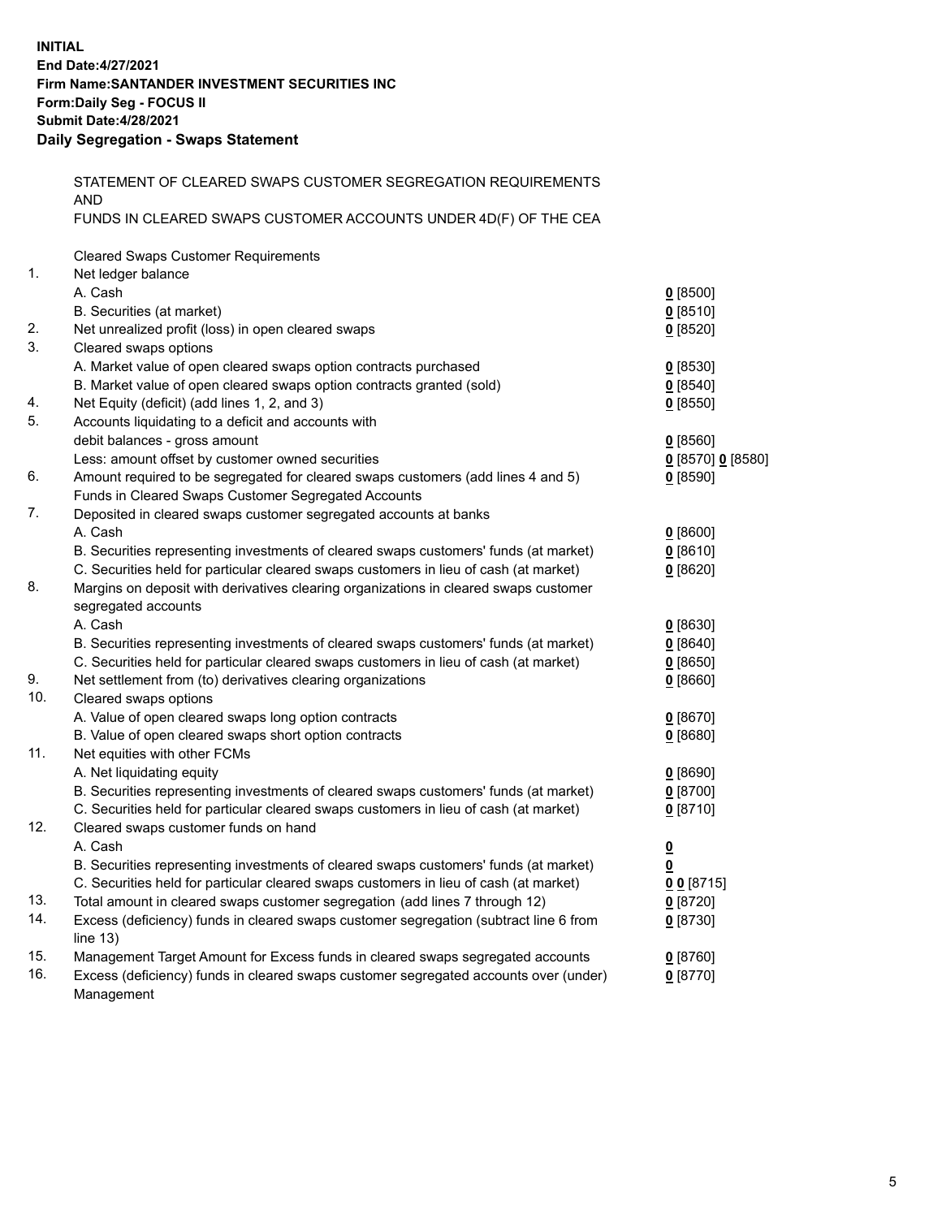**INITIAL**
**End Date:4/27/2021**
**Firm Name:SANTANDER INVESTMENT SECURITIES INC**
**Form:Daily Seg - FOCUS II**
**Submit Date:4/28/2021**
**Daily Segregation - Swaps Statement**

STATEMENT OF CLEARED SWAPS CUSTOMER SEGREGATION REQUIREMENTS AND FUNDS IN CLEARED SWAPS CUSTOMER ACCOUNTS UNDER 4D(F) OF THE CEA

| | | |
|---|---|---|
| | Cleared Swaps Customer Requirements | |
| 1. | Net ledger balance | |
| | A. Cash | 0 [8500] |
| | B. Securities (at market) | 0 [8510] |
| 2. | Net unrealized profit (loss) in open cleared swaps | 0 [8520] |
| 3. | Cleared swaps options | |
| | A. Market value of open cleared swaps option contracts purchased | 0 [8530] |
| | B. Market value of open cleared swaps option contracts granted (sold) | 0 [8540] |
| 4. | Net Equity (deficit) (add lines 1, 2, and 3) | 0 [8550] |
| 5. | Accounts liquidating to a deficit and accounts with debit balances - gross amount | 0 [8560] |
| | Less: amount offset by customer owned securities | 0 [8570] 0 [8580] |
| 6. | Amount required to be segregated for cleared swaps customers (add lines 4 and 5) | 0 [8590] |
| | Funds in Cleared Swaps Customer Segregated Accounts | |
| 7. | Deposited in cleared swaps customer segregated accounts at banks | |
| | A. Cash | 0 [8600] |
| | B. Securities representing investments of cleared swaps customers' funds (at market) | 0 [8610] |
| | C. Securities held for particular cleared swaps customers in lieu of cash (at market) | 0 [8620] |
| 8. | Margins on deposit with derivatives clearing organizations in cleared swaps customer segregated accounts | |
| | A. Cash | 0 [8630] |
| | B. Securities representing investments of cleared swaps customers' funds (at market) | 0 [8640] |
| | C. Securities held for particular cleared swaps customers in lieu of cash (at market) | 0 [8650] |
| 9. | Net settlement from (to) derivatives clearing organizations | 0 [8660] |
| 10. | Cleared swaps options | |
| | A. Value of open cleared swaps long option contracts | 0 [8670] |
| | B. Value of open cleared swaps short option contracts | 0 [8680] |
| 11. | Net equities with other FCMs | |
| | A. Net liquidating equity | 0 [8690] |
| | B. Securities representing investments of cleared swaps customers' funds (at market) | 0 [8700] |
| | C. Securities held for particular cleared swaps customers in lieu of cash (at market) | 0 [8710] |
| 12. | Cleared swaps customer funds on hand | |
| | A. Cash | 0 |
| | B. Securities representing investments of cleared swaps customers' funds (at market) | 0 |
| | C. Securities held for particular cleared swaps customers in lieu of cash (at market) | 0 0 [8715] |
| 13. | Total amount in cleared swaps customer segregation (add lines 7 through 12) | 0 [8720] |
| 14. | Excess (deficiency) funds in cleared swaps customer segregation (subtract line 6 from line 13) | 0 [8730] |
| 15. | Management Target Amount for Excess funds in cleared swaps segregated accounts | 0 [8760] |
| 16. | Excess (deficiency) funds in cleared swaps customer segregated accounts over (under) Management | 0 [8770] |